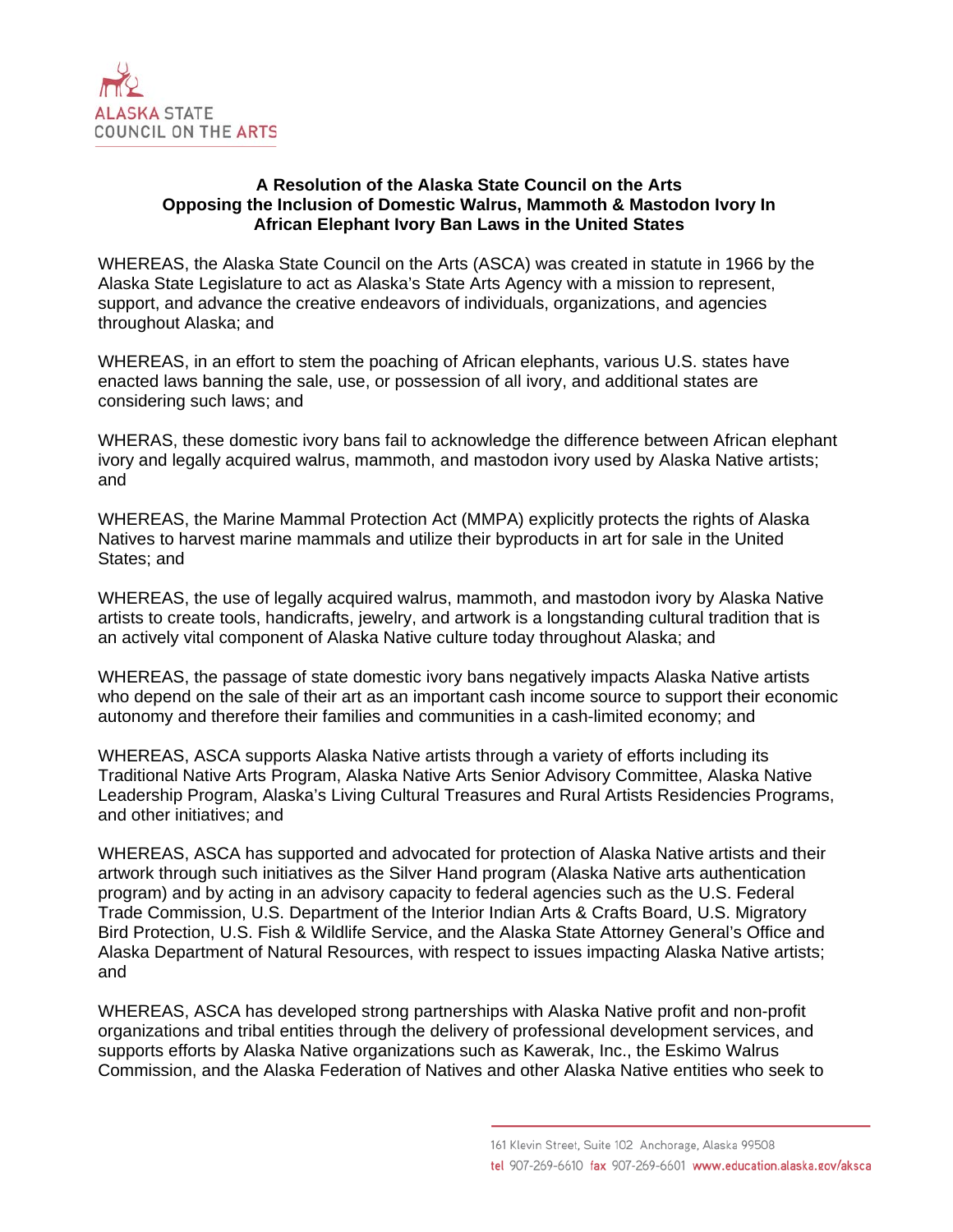# A Resolution of the Alaska State Council on the Arts Opposing the Inclusion of Domestic Walrus, Mammoth & Mastodon Ivory In African Elephant Ivory Ban Laws in the United States

WHEREAS, the Alaska State Council on the Arts (ASCA) was created in statute in 1966 by the Alaska State Legislature to act as Alaska's State Arts Agency with a mission to represent, support, and advance the creative endeavors of individuals, organizations, and agencies throughout Alaska; and

WHEREAS, in an effort to stem the poaching of African elephants, various U.S. states have enacted laws banning the sale, use, or possession of all ivory, and additional states are considering such laws; and

WHERAS, these domestic ivory bans fail to acknowledge the difference between African elephant ivory and legally acquired walrus, mammoth, and mastodon ivory used by Alaska Native artists; and

WHEREAS, the Marine Mammal Protection Act (MMPA) explicitly protects the rights of Alaska Natives to harvest marine mammals and utilize their byproducts in art for sale in the United States; and

WHEREAS, the use of legally acquired walrus, mammoth, and mastodon ivory by Alaska Native artists to create tools, handicrafts, jewelry, and artwork is a longstanding cultural tradition that is an actively vital component of Alaska Native culture today throughout Alaska; and

WHEREAS, the passage of state domestic ivory bans negatively impacts Alaska Native artists who depend on the sale of their art as an important cash income source to support their economic autonomy and therefore their families and communities in a cash-limited economy; and

WHEREAS, ASCA supports Alaska Native artists through a variety of efforts including its Traditional Native Arts Program, Alaska Native Arts Senior Advisory Committee, Alaska Native Leadership Program, Alaska's Living Cultural Treasures and Rural Artists Residencies Programs, and other initiatives; and

WHEREAS, ASCA has supported and advocated for protection of Alaska Native artists and their artwork through such initiatives as the Silver Hand program (Alaska Native arts authentication program) and by acting in an advisory capacity to federal agencies such as the U.S. Federal Trade Commission, U.S. Department of the Interior Indian Arts & Crafts Board, U.S. Migratory Bird Protection, U.S. Fish & Wildlife Service, and the Alaska State Attorney General's Office and Alaska Department of Natural Resources, with respect to issues impacting Alaska Native artists; and

WHEREAS, ASCA has developed strong partnerships with Alaska Native profit and non-profit organizations and tribal entities through the delivery of professional development services, and supports efforts by Alaska Native organizations such as Kawerak, Inc., the Eskimo Walrus Commission, and the Alaska Federation of Natives and other Alaska Native entities who seek to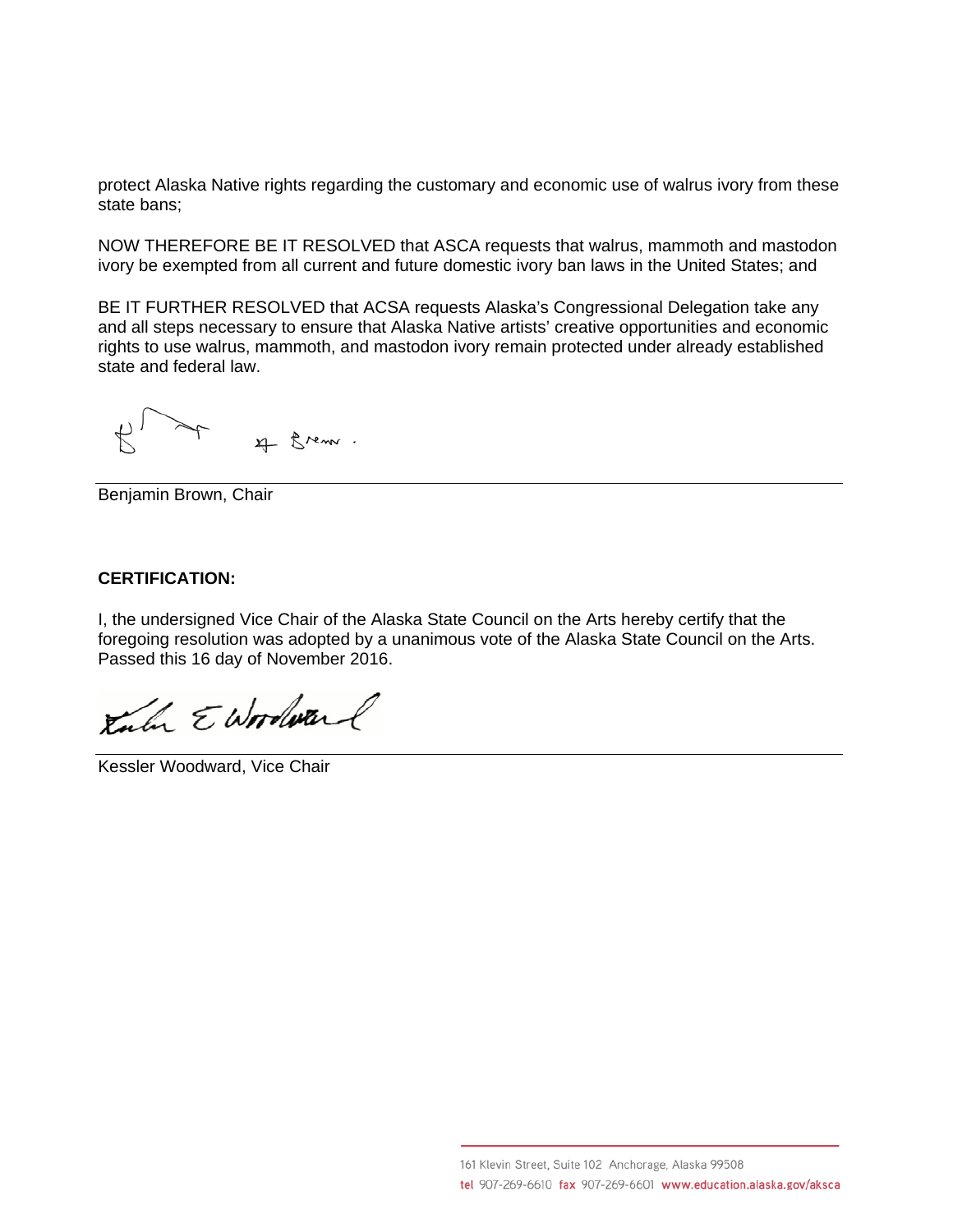protect Alaska Native rights regarding the customary and economic use of walrus ivory from these state bans;

NOW THEREFORE BE IT RESOLVED that ASCA requests that walrus, mammoth and mastodon ivory be exempted from all current and future domestic ivory ban laws in the United States; and

BE IT FURTHER RESOLVED that ACSA requests Alaska's Congressional Delegation take any and all steps necessary to ensure that Alaska Native artists' creative opportunities and economic rights to use walrus, mammoth, and mastodon ivory remain protected under already established state and federal law.

Benjamin Brown, Chair

**CERTIFICATION:**

I, the undersigned Vice Chair of the Alaska State Council on the Arts hereby certify that the foregoing resolution was adopted by a unanimous vote of the Alaska State Council on the Arts. Passed this 16 day of November 2016.

Kessler Woodward, Vice Chair

161 Klevin Street, Suite 102 Anchorage, Alaska 99508
tel 907-269-6610 fax 907-269-6601 www.education.alaska.gov/aksca